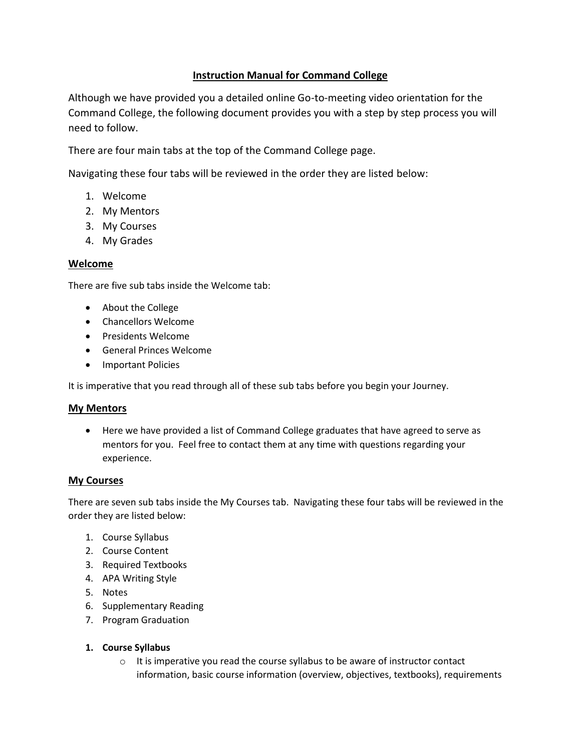# Instruction Manual for Command College

Although we have provided you a detailed online Go-to-meeting video orientation for the Command College, the following document provides you with a step by step process you will need to follow.

There are four main tabs at the top of the Command College page.

Navigating these four tabs will be reviewed in the order they are listed below:

1. Welcome
2. My Mentors
3. My Courses
4. My Grades

## Welcome

There are five sub tabs inside the Welcome tab:

- About the College
- Chancellors Welcome
- Presidents Welcome
- General Princes Welcome
- Important Policies

It is imperative that you read through all of these sub tabs before you begin your Journey.

## My Mentors

- Here we have provided a list of Command College graduates that have agreed to serve as mentors for you. Feel free to contact them at any time with questions regarding your experience.

## My Courses

There are seven sub tabs inside the My Courses tab. Navigating these four tabs will be reviewed in the order they are listed below:

1. Course Syllabus
2. Course Content
3. Required Textbooks
4. APA Writing Style
5. Notes
6. Supplementary Reading
7. Program Graduation

**1. Course Syllabus**

- It is imperative you read the course syllabus to be aware of instructor contact information, basic course information (overview, objectives, textbooks), requirements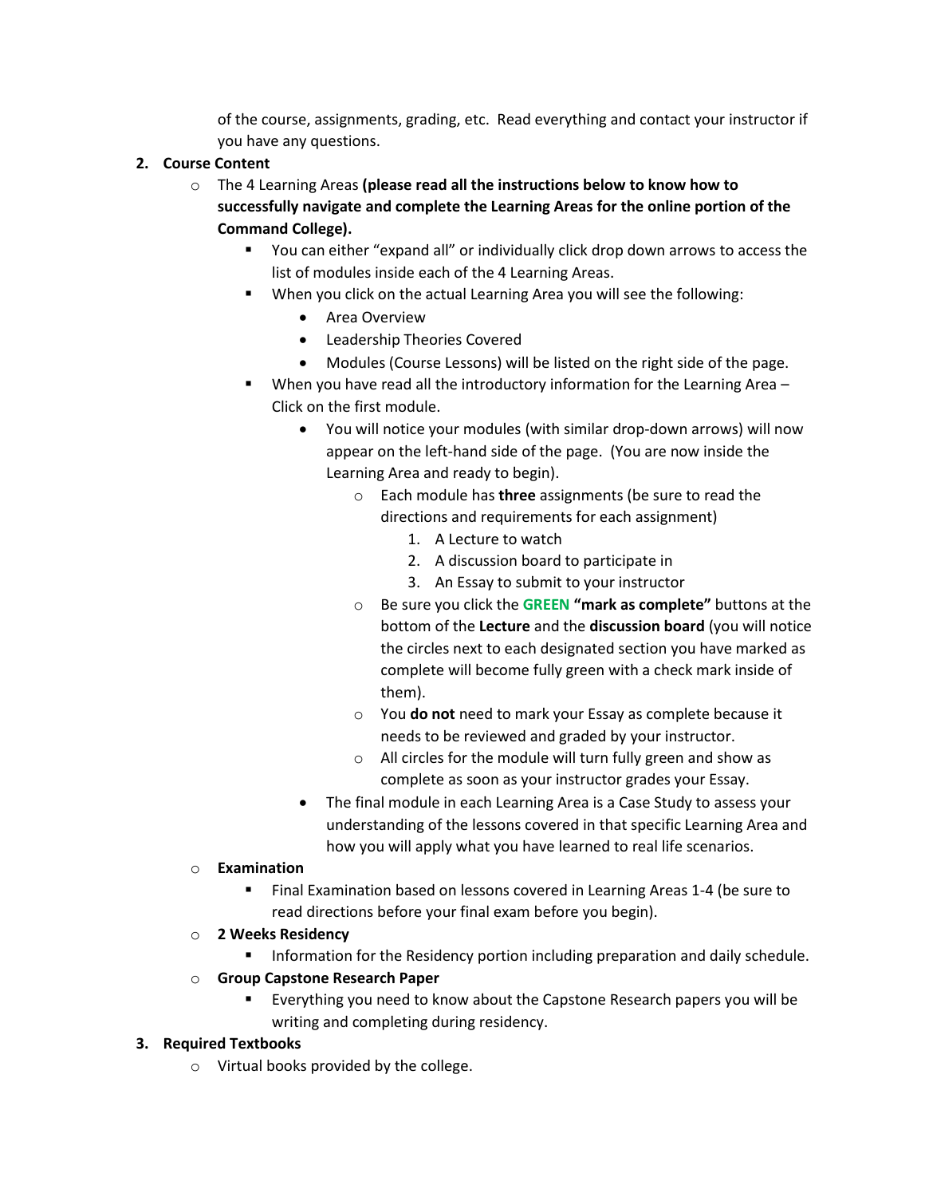of the course, assignments, grading, etc. Read everything and contact your instructor if you have any questions.

2. **Course Content**
   - The 4 Learning Areas **(please read all the instructions below to know how to successfully navigate and complete the Learning Areas for the online portion of the Command College).**
     - You can either "expand all" or individually click drop down arrows to access the list of modules inside each of the 4 Learning Areas.
     - When you click on the actual Learning Area you will see the following:
       - Area Overview
       - Leadership Theories Covered
       - Modules (Course Lessons) will be listed on the right side of the page.
     - When you have read all the introductory information for the Learning Area – Click on the first module.
       - You will notice your modules (with similar drop-down arrows) will now appear on the left-hand side of the page. (You are now inside the Learning Area and ready to begin).
         - Each module has **three** assignments (be sure to read the directions and requirements for each assignment)
           1. A Lecture to watch
           2. A discussion board to participate in
           3. An Essay to submit to your instructor
         - Be sure you click the **GREEN "mark as complete"** buttons at the bottom of the **Lecture** and the **discussion board** (you will notice the circles next to each designated section you have marked as complete will become fully green with a check mark inside of them).
         - You **do not** need to mark your Essay as complete because it needs to be reviewed and graded by your instructor.
         - All circles for the module will turn fully green and show as complete as soon as your instructor grades your Essay.
       - The final module in each Learning Area is a Case Study to assess your understanding of the lessons covered in that specific Learning Area and how you will apply what you have learned to real life scenarios.
   - **Examination**
     - Final Examination based on lessons covered in Learning Areas 1-4 (be sure to read directions before your final exam before you begin).
   - **2 Weeks Residency**
     - Information for the Residency portion including preparation and daily schedule.
   - **Group Capstone Research Paper**
     - Everything you need to know about the Capstone Research papers you will be writing and completing during residency.

3. **Required Textbooks**
   - Virtual books provided by the college.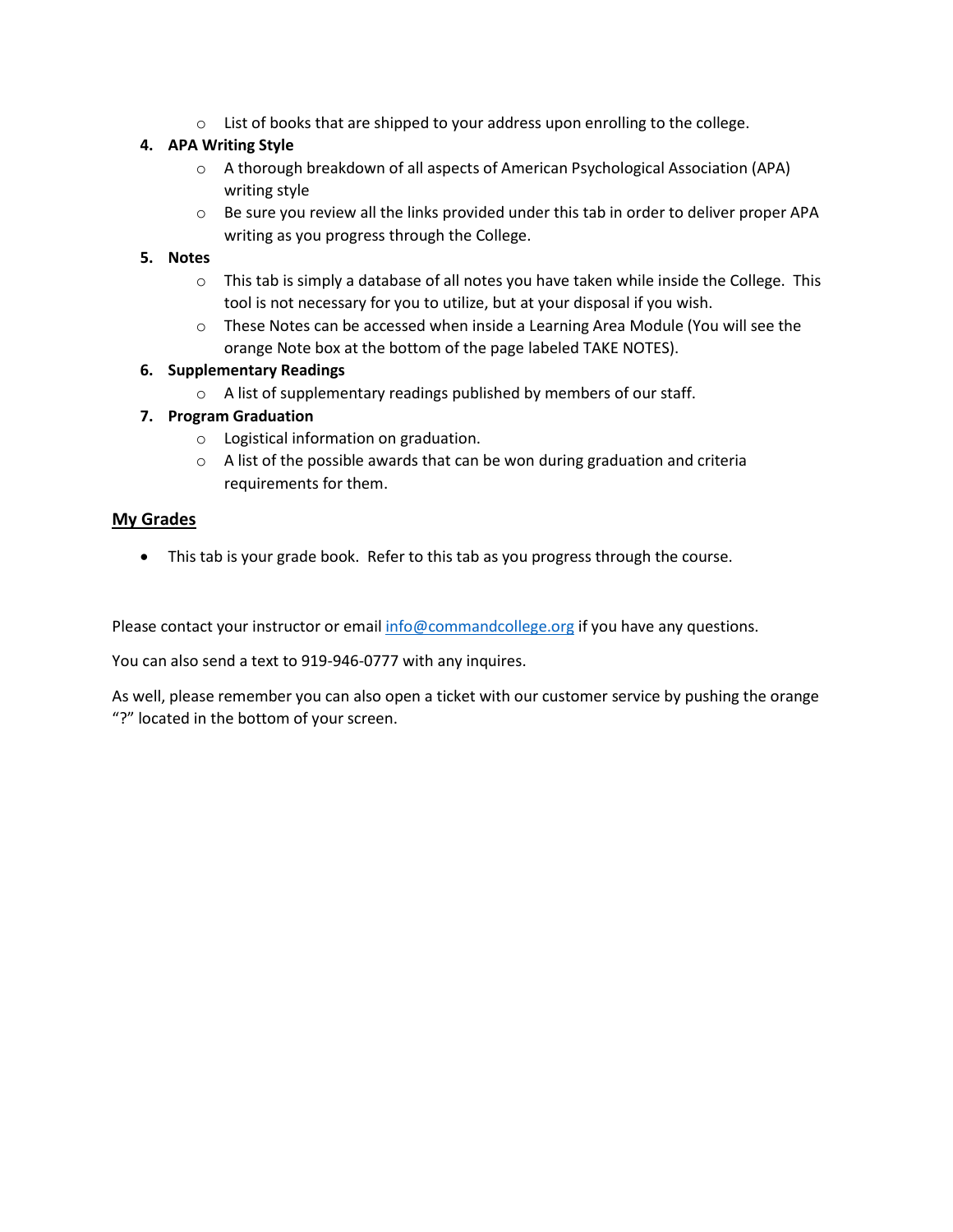- List of books that are shipped to your address upon enrolling to the college.

4. **APA Writing Style**
   - A thorough breakdown of all aspects of American Psychological Association (APA) writing style
   - Be sure you review all the links provided under this tab in order to deliver proper APA writing as you progress through the College.
5. **Notes**
   - This tab is simply a database of all notes you have taken while inside the College. This tool is not necessary for you to utilize, but at your disposal if you wish.
   - These Notes can be accessed when inside a Learning Area Module (You will see the orange Note box at the bottom of the page labeled TAKE NOTES).
6. **Supplementary Readings**
   - A list of supplementary readings published by members of our staff.
7. **Program Graduation**
   - Logistical information on graduation.
   - A list of the possible awards that can be won during graduation and criteria requirements for them.

## My Grades

- This tab is your grade book. Refer to this tab as you progress through the course.

Please contact your instructor or email info@commandcollege.org if you have any questions.

You can also send a text to 919-946-0777 with any inquires.

As well, please remember you can also open a ticket with our customer service by pushing the orange "?" located in the bottom of your screen.